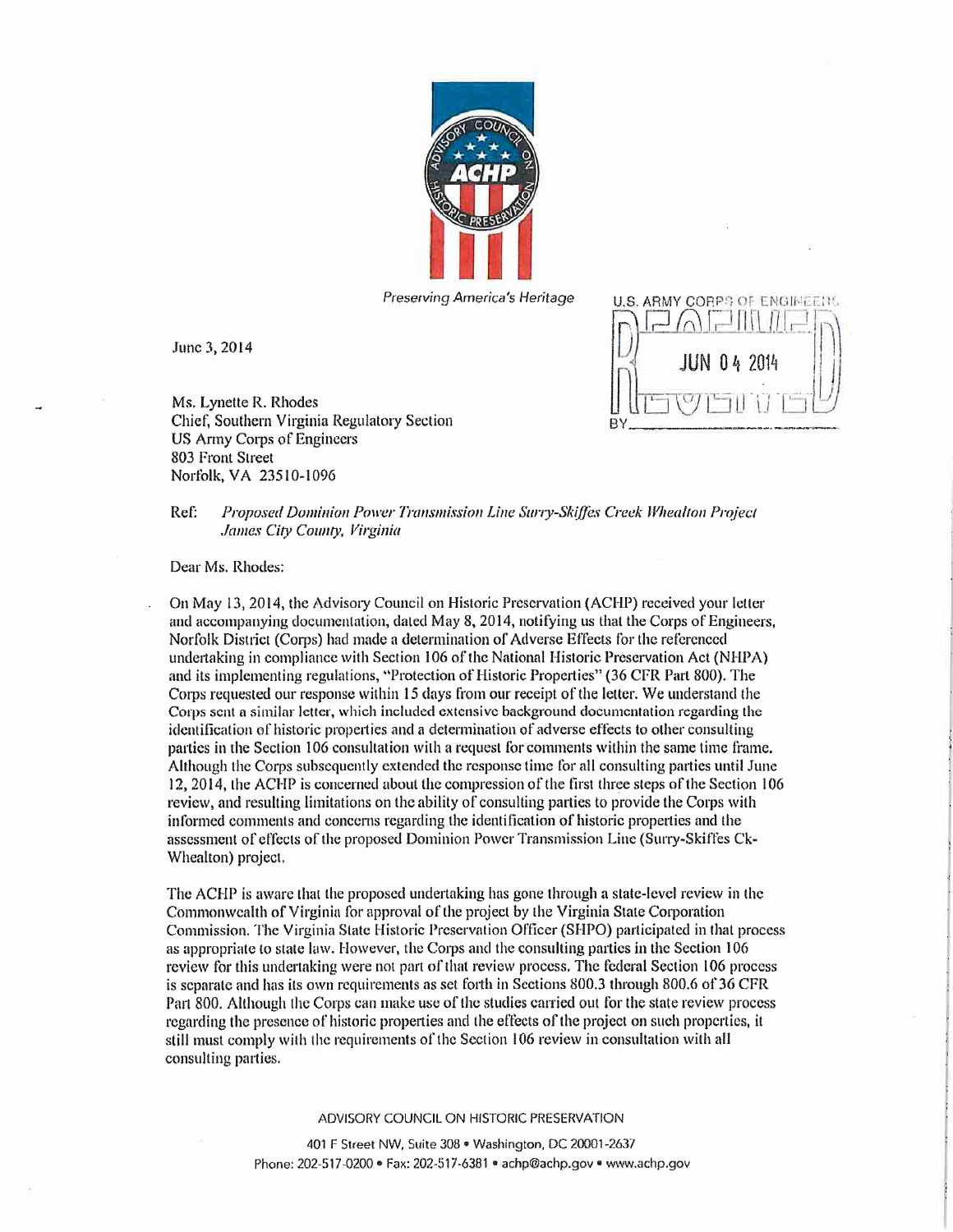Preserving America's Heritage

U.S. ARMY CORPS OF ENGINEERS
RECEIVED
JUN 04 2014
BY

June 3, 2014

Ms. Lynette R. Rhodes
Chief, Southern Virginia Regulatory Section
US Army Corps of Engineers
803 Front Street
Norfolk, VA 23510-1096

Ref: *Proposed Dominion Power Transmission Line Surry-Skiffes Creek Whealton Project James City County, Virginia*

Dear Ms. Rhodes:

On May 13, 2014, the Advisory Council on Historic Preservation (ACHP) received your letter and accompanying documentation, dated May 8, 2014, notifying us that the Corps of Engineers, Norfolk District (Corps) had made a determination of Adverse Effects for the referenced undertaking in compliance with Section 106 of the National Historic Preservation Act (NHPA) and its implementing regulations, "Protection of Historic Properties" (36 CFR Part 800). The Corps requested our response within 15 days from our receipt of the letter. We understand the Corps sent a similar letter, which included extensive background documentation regarding the identification of historic properties and a determination of adverse effects to other consulting parties in the Section 106 consultation with a request for comments within the same time frame. Although the Corps subsequently extended the response time for all consulting parties until June 12, 2014, the ACHP is concerned about the compression of the first three steps of the Section 106 review, and resulting limitations on the ability of consulting parties to provide the Corps with informed comments and concerns regarding the identification of historic properties and the assessment of effects of the proposed Dominion Power Transmission Line (Surry-Skiffes Ck-Whealton) project.

The ACHP is aware that the proposed undertaking has gone through a state-level review in the Commonwealth of Virginia for approval of the project by the Virginia State Corporation Commission. The Virginia State Historic Preservation Officer (SHPO) participated in that process as appropriate to state law. However, the Corps and the consulting parties in the Section 106 review for this undertaking were not part of that review process. The federal Section 106 process is separate and has its own requirements as set forth in Sections 800.3 through 800.6 of 36 CFR Part 800. Although the Corps can make use of the studies carried out for the state review process regarding the presence of historic properties and the effects of the project on such properties, it still must comply with the requirements of the Section 106 review in consultation with all consulting parties.

ADVISORY COUNCIL ON HISTORIC PRESERVATION

401 F Street NW, Suite 308 • Washington, DC 20001-2637
Phone: 202-517-0200 • Fax: 202-517-6381 • achp@achp.gov • www.achp.gov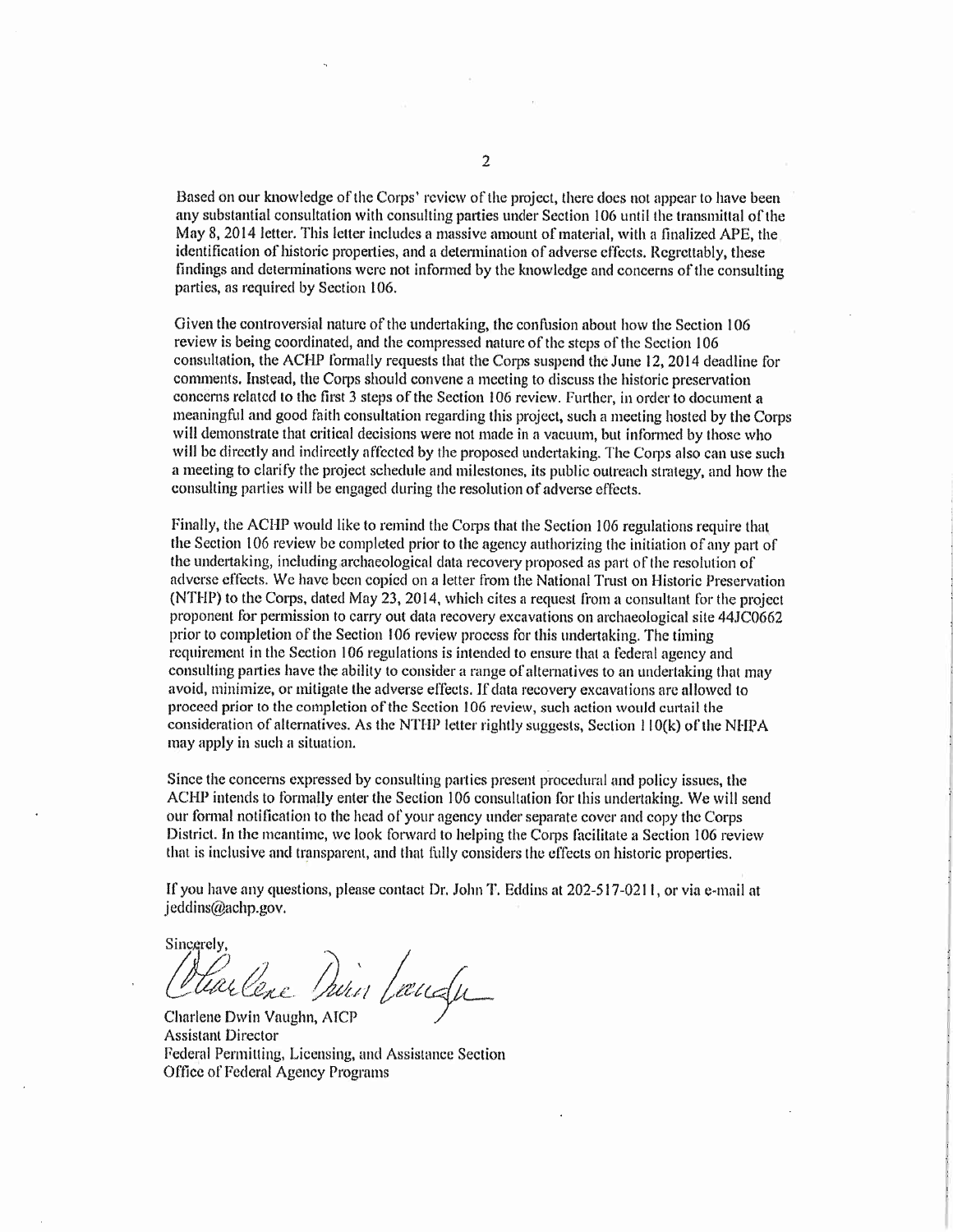Based on our knowledge of the Corps' review of the project, there does not appear to have been any substantial consultation with consulting parties under Section 106 until the transmittal of the May 8, 2014 letter. This letter includes a massive amount of material, with a finalized APE, the identification of historic properties, and a determination of adverse effects. Regrettably, these findings and determinations were not informed by the knowledge and concerns of the consulting parties, as required by Section 106.

Given the controversial nature of the undertaking, the confusion about how the Section 106 review is being coordinated, and the compressed nature of the steps of the Section 106 consultation, the ACHP formally requests that the Corps suspend the June 12, 2014 deadline for comments. Instead, the Corps should convene a meeting to discuss the historic preservation concerns related to the first 3 steps of the Section 106 review. Further, in order to document a meaningful and good faith consultation regarding this project, such a meeting hosted by the Corps will demonstrate that critical decisions were not made in a vacuum, but informed by those who will be directly and indirectly affected by the proposed undertaking. The Corps also can use such a meeting to clarify the project schedule and milestones, its public outreach strategy, and how the consulting parties will be engaged during the resolution of adverse effects.

Finally, the ACHP would like to remind the Corps that the Section 106 regulations require that the Section 106 review be completed prior to the agency authorizing the initiation of any part of the undertaking, including archaeological data recovery proposed as part of the resolution of adverse effects. We have been copied on a letter from the National Trust on Historic Preservation (NTHP) to the Corps, dated May 23, 2014, which cites a request from a consultant for the project proponent for permission to carry out data recovery excavations on archaeological site 44JC0662 prior to completion of the Section 106 review process for this undertaking. The timing requirement in the Section 106 regulations is intended to ensure that a federal agency and consulting parties have the ability to consider a range of alternatives to an undertaking that may avoid, minimize, or mitigate the adverse effects. If data recovery excavations are allowed to proceed prior to the completion of the Section 106 review, such action would curtail the consideration of alternatives. As the NTHP letter rightly suggests, Section 110(k) of the NHPA may apply in such a situation.

Since the concerns expressed by consulting parties present procedural and policy issues, the ACHP intends to formally enter the Section 106 consultation for this undertaking. We will send our formal notification to the head of your agency under separate cover and copy the Corps District. In the meantime, we look forward to helping the Corps facilitate a Section 106 review that is inclusive and transparent, and that fully considers the effects on historic properties.

If you have any questions, please contact Dr. John T. Eddins at 202-517-0211, or via e-mail at jeddins@achp.gov.

Sincerely,

Charlene Dwin Vaughn, AICP
Assistant Director
Federal Permitting, Licensing, and Assistance Section
Office of Federal Agency Programs